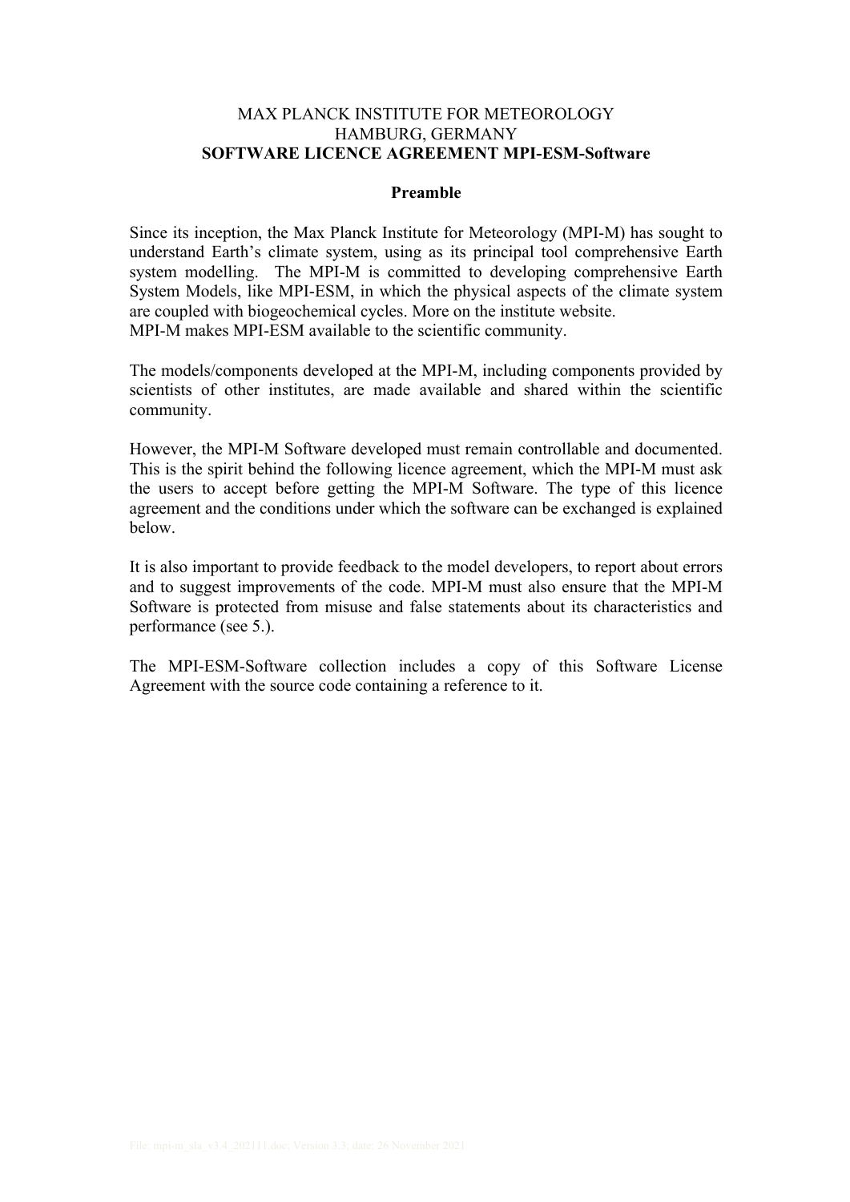MAX PLANCK INSTITUTE FOR METEOROLOGY
HAMBURG, GERMANY

# SOFTWARE LICENCE AGREEMENT MPI-ESM-Software

## Preamble

Since its inception, the Max Planck Institute for Meteorology (MPI-M) has sought to understand Earth's climate system, using as its principal tool comprehensive Earth system modelling. The MPI-M is committed to developing comprehensive Earth System Models, like MPI-ESM, in which the physical aspects of the climate system are coupled with biogeochemical cycles. More on the institute website.
MPI-M makes MPI-ESM available to the scientific community.

The models/components developed at the MPI-M, including components provided by scientists of other institutes, are made available and shared within the scientific community.

However, the MPI-M Software developed must remain controllable and documented. This is the spirit behind the following licence agreement, which the MPI-M must ask the users to accept before getting the MPI-M Software. The type of this licence agreement and the conditions under which the software can be exchanged is explained below.

It is also important to provide feedback to the model developers, to report about errors and to suggest improvements of the code. MPI-M must also ensure that the MPI-M Software is protected from misuse and false statements about its characteristics and performance (see 5.).

The MPI-ESM-Software collection includes a copy of this Software License Agreement with the source code containing a reference to it.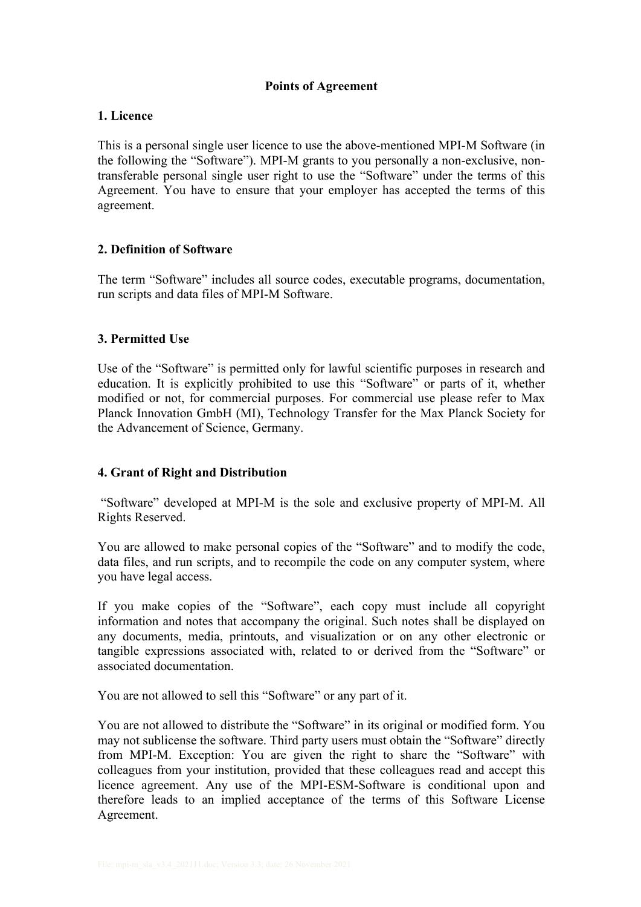**Points of Agreement**

## 1. Licence

This is a personal single user licence to use the above-mentioned MPI-M Software (in the following the "Software"). MPI-M grants to you personally a non-exclusive, non-transferable personal single user right to use the "Software" under the terms of this Agreement. You have to ensure that your employer has accepted the terms of this agreement.

## 2. Definition of Software

The term "Software" includes all source codes, executable programs, documentation, run scripts and data files of MPI-M Software.

## 3. Permitted Use

Use of the "Software" is permitted only for lawful scientific purposes in research and education. It is explicitly prohibited to use this "Software" or parts of it, whether modified or not, for commercial purposes. For commercial use please refer to Max Planck Innovation GmbH (MI), Technology Transfer for the Max Planck Society for the Advancement of Science, Germany.

## 4. Grant of Right and Distribution

"Software" developed at MPI-M is the sole and exclusive property of MPI-M. All Rights Reserved.

You are allowed to make personal copies of the "Software" and to modify the code, data files, and run scripts, and to recompile the code on any computer system, where you have legal access.

If you make copies of the "Software", each copy must include all copyright information and notes that accompany the original. Such notes shall be displayed on any documents, media, printouts, and visualization or on any other electronic or tangible expressions associated with, related to or derived from the "Software" or associated documentation.

You are not allowed to sell this "Software" or any part of it.

You are not allowed to distribute the "Software" in its original or modified form. You may not sublicense the software. Third party users must obtain the "Software" directly from MPI-M. Exception: You are given the right to share the "Software" with colleagues from your institution, provided that these colleagues read and accept this licence agreement. Any use of the MPI-ESM-Software is conditional upon and therefore leads to an implied acceptance of the terms of this Software License Agreement.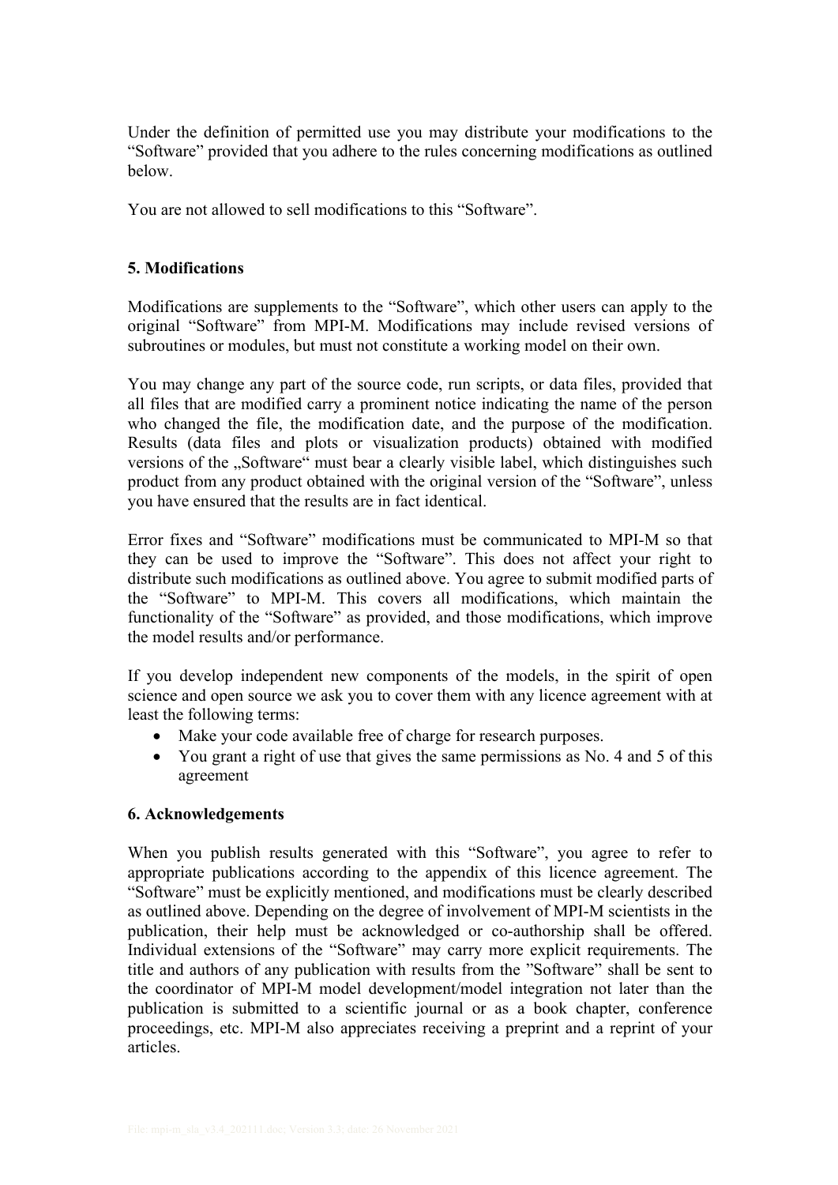Under the definition of permitted use you may distribute your modifications to the “Software” provided that you adhere to the rules concerning modifications as outlined below.

You are not allowed to sell modifications to this “Software”.

**5. Modifications**

Modifications are supplements to the “Software”, which other users can apply to the original “Software” from MPI-M. Modifications may include revised versions of subroutines or modules, but must not constitute a working model on their own.

You may change any part of the source code, run scripts, or data files, provided that all files that are modified carry a prominent notice indicating the name of the person who changed the file, the modification date, and the purpose of the modification. Results (data files and plots or visualization products) obtained with modified versions of the „Software“ must bear a clearly visible label, which distinguishes such product from any product obtained with the original version of the “Software”, unless you have ensured that the results are in fact identical.

Error fixes and “Software” modifications must be communicated to MPI-M so that they can be used to improve the “Software”. This does not affect your right to distribute such modifications as outlined above. You agree to submit modified parts of the “Software” to MPI-M. This covers all modifications, which maintain the functionality of the “Software” as provided, and those modifications, which improve the model results and/or performance.

If you develop independent new components of the models, in the spirit of open science and open source we ask you to cover them with any licence agreement with at least the following terms:

- Make your code available free of charge for research purposes.
- You grant a right of use that gives the same permissions as No. 4 and 5 of this agreement

**6. Acknowledgements**

When you publish results generated with this “Software”, you agree to refer to appropriate publications according to the appendix of this licence agreement. The “Software” must be explicitly mentioned, and modifications must be clearly described as outlined above. Depending on the degree of involvement of MPI-M scientists in the publication, their help must be acknowledged or co-authorship shall be offered. Individual extensions of the “Software” may carry more explicit requirements. The title and authors of any publication with results from the ”Software” shall be sent to the coordinator of MPI-M model development/model integration not later than the publication is submitted to a scientific journal or as a book chapter, conference proceedings, etc. MPI-M also appreciates receiving a preprint and a reprint of your articles.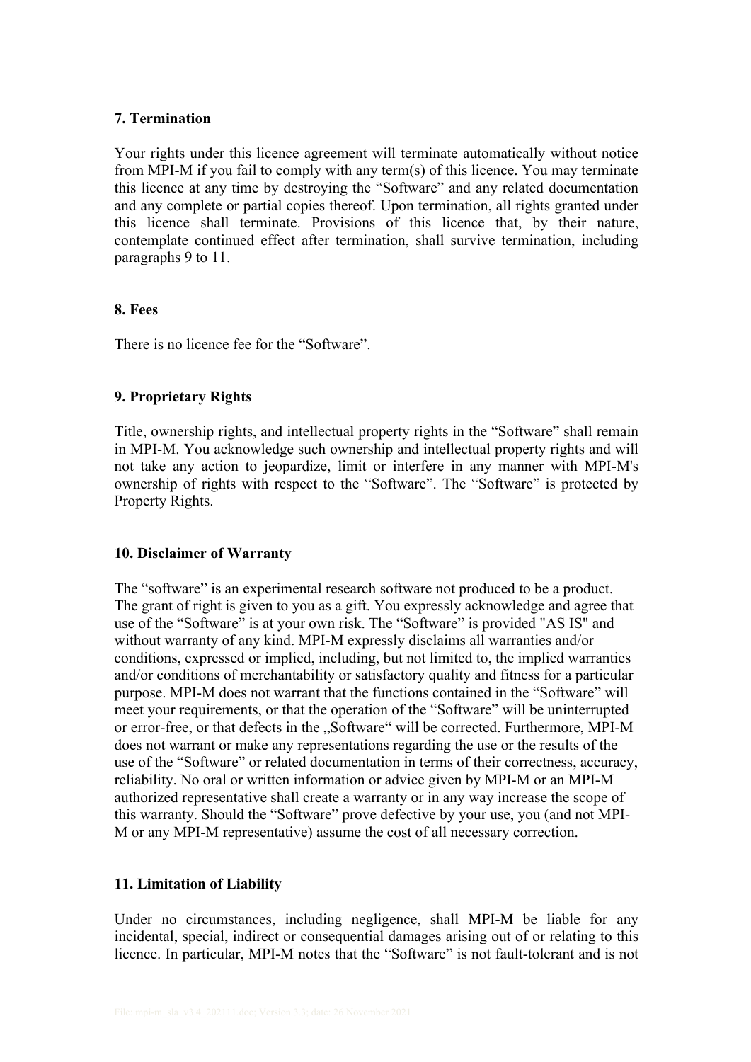### 7. Termination

Your rights under this licence agreement will terminate automatically without notice from MPI-M if you fail to comply with any term(s) of this licence. You may terminate this licence at any time by destroying the “Software” and any related documentation and any complete or partial copies thereof. Upon termination, all rights granted under this licence shall terminate. Provisions of this licence that, by their nature, contemplate continued effect after termination, shall survive termination, including paragraphs 9 to 11.

### 8. Fees

There is no licence fee for the “Software”.

### 9. Proprietary Rights

Title, ownership rights, and intellectual property rights in the “Software” shall remain in MPI-M. You acknowledge such ownership and intellectual property rights and will not take any action to jeopardize, limit or interfere in any manner with MPI-M's ownership of rights with respect to the “Software”. The “Software” is protected by Property Rights.

### 10. Disclaimer of Warranty

The “software” is an experimental research software not produced to be a product. The grant of right is given to you as a gift. You expressly acknowledge and agree that use of the “Software” is at your own risk. The “Software” is provided "AS IS" and without warranty of any kind. MPI-M expressly disclaims all warranties and/or conditions, expressed or implied, including, but not limited to, the implied warranties and/or conditions of merchantability or satisfactory quality and fitness for a particular purpose. MPI-M does not warrant that the functions contained in the “Software” will meet your requirements, or that the operation of the “Software” will be uninterrupted or error-free, or that defects in the „Software“ will be corrected. Furthermore, MPI-M does not warrant or make any representations regarding the use or the results of the use of the “Software” or related documentation in terms of their correctness, accuracy, reliability. No oral or written information or advice given by MPI-M or an MPI-M authorized representative shall create a warranty or in any way increase the scope of this warranty. Should the “Software” prove defective by your use, you (and not MPI-M or any MPI-M representative) assume the cost of all necessary correction.

### 11. Limitation of Liability

Under no circumstances, including negligence, shall MPI-M be liable for any incidental, special, indirect or consequential damages arising out of or relating to this licence. In particular, MPI-M notes that the “Software” is not fault-tolerant and is not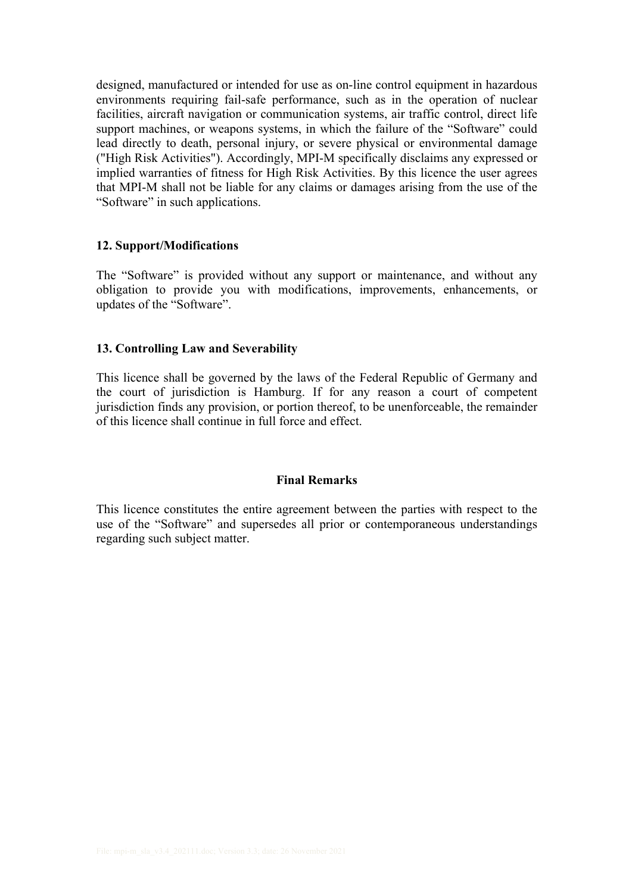designed, manufactured or intended for use as on-line control equipment in hazardous environments requiring fail-safe performance, such as in the operation of nuclear facilities, aircraft navigation or communication systems, air traffic control, direct life support machines, or weapons systems, in which the failure of the "Software" could lead directly to death, personal injury, or severe physical or environmental damage ("High Risk Activities"). Accordingly, MPI-M specifically disclaims any expressed or implied warranties of fitness for High Risk Activities. By this licence the user agrees that MPI-M shall not be liable for any claims or damages arising from the use of the "Software" in such applications.

**12. Support/Modifications**

The "Software" is provided without any support or maintenance, and without any obligation to provide you with modifications, improvements, enhancements, or updates of the "Software".

**13. Controlling Law and Severability**

This licence shall be governed by the laws of the Federal Republic of Germany and the court of jurisdiction is Hamburg. If for any reason a court of competent jurisdiction finds any provision, or portion thereof, to be unenforceable, the remainder of this licence shall continue in full force and effect.

**Final Remarks**

This licence constitutes the entire agreement between the parties with respect to the use of the "Software" and supersedes all prior or contemporaneous understandings regarding such subject matter.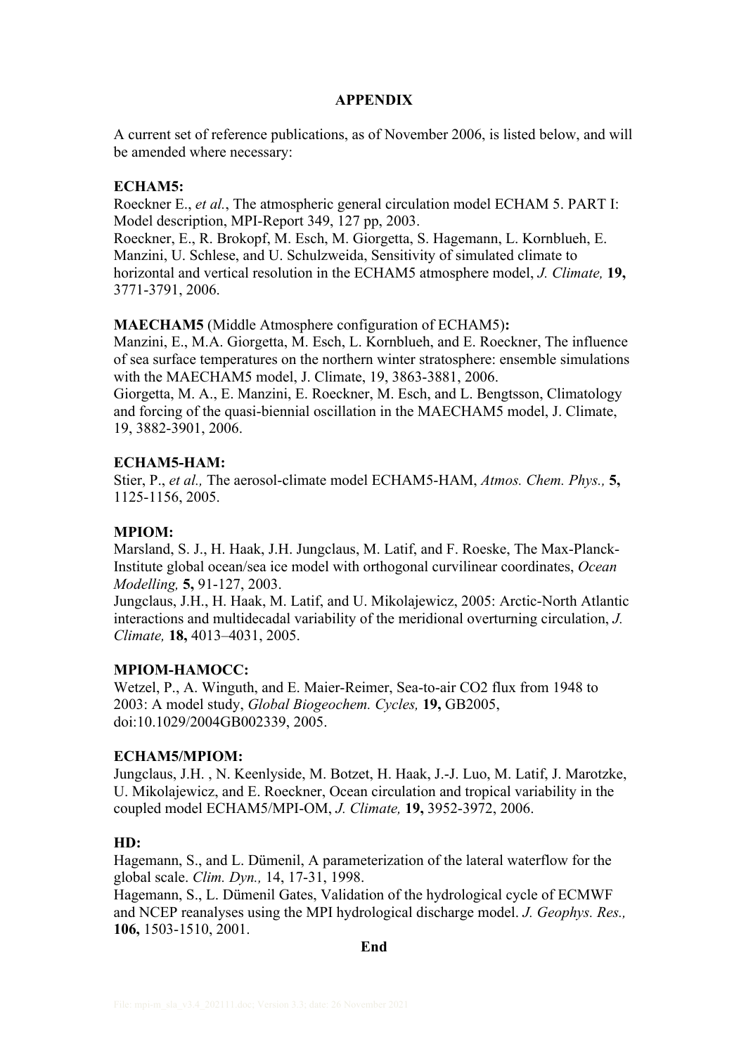## APPENDIX

A current set of reference publications, as of November 2006, is listed below, and will be amended where necessary:

**ECHAM5:**
Roeckner E., *et al.*, The atmospheric general circulation model ECHAM 5. PART I: Model description, MPI-Report 349, 127 pp, 2003.
Roeckner, E., R. Brokopf, M. Esch, M. Giorgetta, S. Hagemann, L. Kornblueh, E. Manzini, U. Schlese, and U. Schulzweida, Sensitivity of simulated climate to horizontal and vertical resolution in the ECHAM5 atmosphere model, *J. Climate,* **19,** 3771-3791, 2006.

**MAECHAM5** (Middle Atmosphere configuration of ECHAM5)**:**
Manzini, E., M.A. Giorgetta, M. Esch, L. Kornblueh, and E. Roeckner, The influence of sea surface temperatures on the northern winter stratosphere: ensemble simulations with the MAECHAM5 model, J. Climate, 19, 3863-3881, 2006.
Giorgetta, M. A., E. Manzini, E. Roeckner, M. Esch, and L. Bengtsson, Climatology and forcing of the quasi-biennial oscillation in the MAECHAM5 model, J. Climate, 19, 3882-3901, 2006.

**ECHAM5-HAM:**
Stier, P., *et al.,* The aerosol-climate model ECHAM5-HAM, *Atmos. Chem. Phys.,* **5,** 1125-1156, 2005.

**MPIOM:**
Marsland, S. J., H. Haak, J.H. Jungclaus, M. Latif, and F. Roeske, The Max-Planck-Institute global ocean/sea ice model with orthogonal curvilinear coordinates, *Ocean Modelling,* **5,** 91-127, 2003.
Jungclaus, J.H., H. Haak, M. Latif, and U. Mikolajewicz, 2005: Arctic-North Atlantic interactions and multidecadal variability of the meridional overturning circulation, *J. Climate,* **18,** 4013–4031, 2005.

**MPIOM-HAMOCC:**
Wetzel, P., A. Winguth, and E. Maier-Reimer, Sea-to-air CO2 flux from 1948 to 2003: A model study, *Global Biogeochem. Cycles,* **19,** GB2005, doi:10.1029/2004GB002339, 2005.

**ECHAM5/MPIOM:**
Jungclaus, J.H. , N. Keenlyside, M. Botzet, H. Haak, J.-J. Luo, M. Latif, J. Marotzke, U. Mikolajewicz, and E. Roeckner, Ocean circulation and tropical variability in the coupled model ECHAM5/MPI-OM, *J. Climate,* **19,** 3952-3972, 2006.

**HD:**
Hagemann, S., and L. Dümenil, A parameterization of the lateral waterflow for the global scale. *Clim. Dyn.,* 14, 17-31, 1998.
Hagemann, S., L. Dümenil Gates, Validation of the hydrological cycle of ECMWF and NCEP reanalyses using the MPI hydrological discharge model. *J. Geophys. Res.,* **106,** 1503-1510, 2001.

**End**